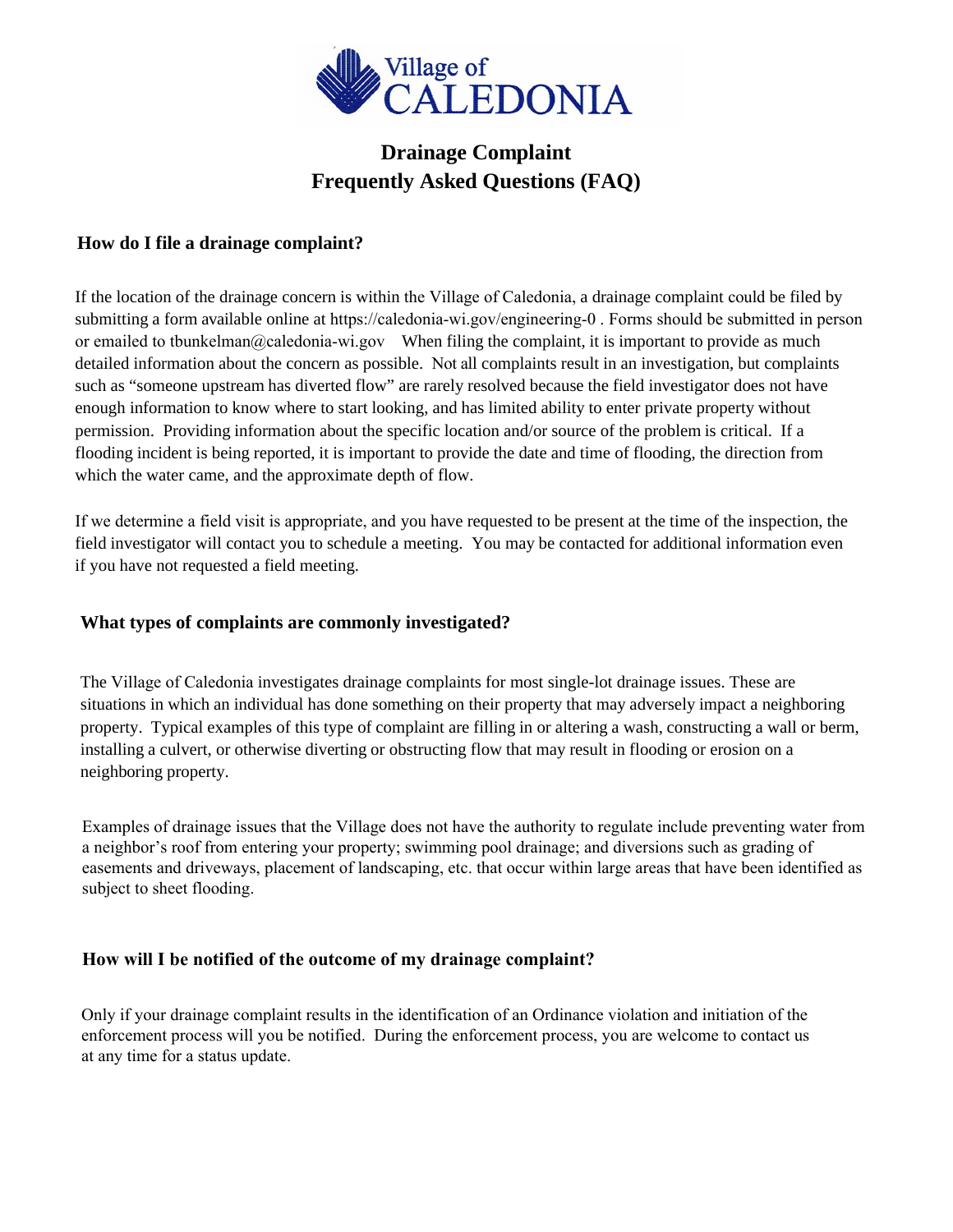Village of CALEDONIA

# Drainage Complaint
# Frequently Asked Questions (FAQ)

## How do I file a drainage complaint?

If the location of the drainage concern is within the Village of Caledonia, a drainage complaint could be filed by submitting a form available online at https://caledonia-wi.gov/engineering-0 . Forms should be submitted in person or emailed to tbunkelman@caledonia-wi.gov When filing the complaint, it is important to provide as much detailed information about the concern as possible. Not all complaints result in an investigation, but complaints such as "someone upstream has diverted flow" are rarely resolved because the field investigator does not have enough information to know where to start looking, and has limited ability to enter private property without permission. Providing information about the specific location and/or source of the problem is critical. If a flooding incident is being reported, it is important to provide the date and time of flooding, the direction from which the water came, and the approximate depth of flow.

If we determine a field visit is appropriate, and you have requested to be present at the time of the inspection, the field investigator will contact you to schedule a meeting. You may be contacted for additional information even if you have not requested a field meeting.

## What types of complaints are commonly investigated?

The Village of Caledonia investigates drainage complaints for most single-lot drainage issues. These are situations in which an individual has done something on their property that may adversely impact a neighboring property. Typical examples of this type of complaint are filling in or altering a wash, constructing a wall or berm, installing a culvert, or otherwise diverting or obstructing flow that may result in flooding or erosion on a neighboring property.

Examples of drainage issues that the Village does not have the authority to regulate include preventing water from a neighbor's roof from entering your property; swimming pool drainage; and diversions such as grading of easements and driveways, placement of landscaping, etc. that occur within large areas that have been identified as subject to sheet flooding.

## How will I be notified of the outcome of my drainage complaint?

Only if your drainage complaint results in the identification of an Ordinance violation and initiation of the enforcement process will you be notified. During the enforcement process, you are welcome to contact us at any time for a status update.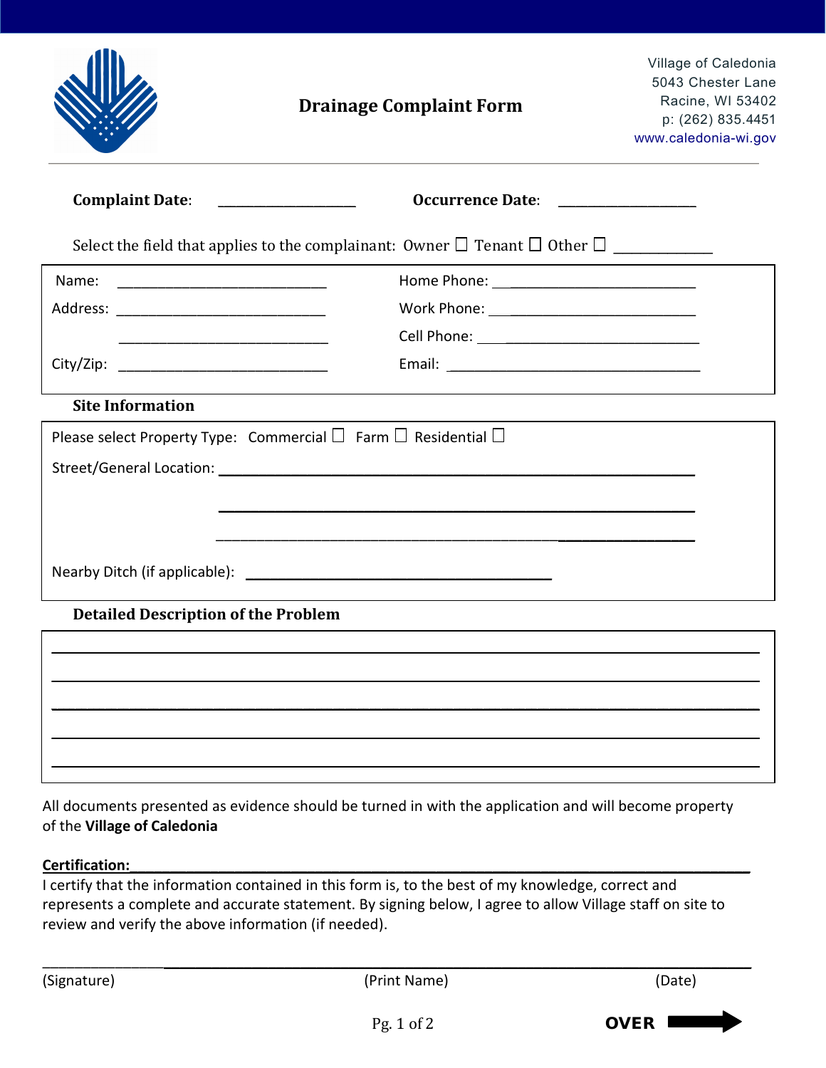# Drainage Complaint Form

Village of Caledonia
5043 Chester Lane
Racine, WI 53402
p: (262) 835.4451
www.caledonia-wi.gov

**Complaint Date**: ____________________ **Occurrence Date**: ____________________

Select the field that applies to the complainant: Owner ☐ Tenant ☐ Other ☐ _____________

Name: ___________________________ Home Phone: __________________________

Address: ___________________________ Work Phone: __________________________

___________________________ Cell Phone: __________________________

City/Zip: ___________________________ Email: __________________________________

### Site Information

Please select Property Type: Commercial ☐ Farm ☐ Residential ☐

Street/General Location: ____________________________________________________________

____________________________________________________________

____________________________________________________________

Nearby Ditch (if applicable): _______________________________________

### Detailed Description of the Problem

_____________________________________________________________________________

_____________________________________________________________________________

_____________________________________________________________________________

_____________________________________________________________________________

_____________________________________________________________________________

All documents presented as evidence should be turned in with the application and will become property of the **Village of Caledonia**

**Certification:**

I certify that the information contained in this form is, to the best of my knowledge, correct and represents a complete and accurate statement. By signing below, I agree to allow Village staff on site to review and verify the above information (if needed).

_____________________________________________________________________________

(Signature) (Print Name) (Date)

**OVER** ➡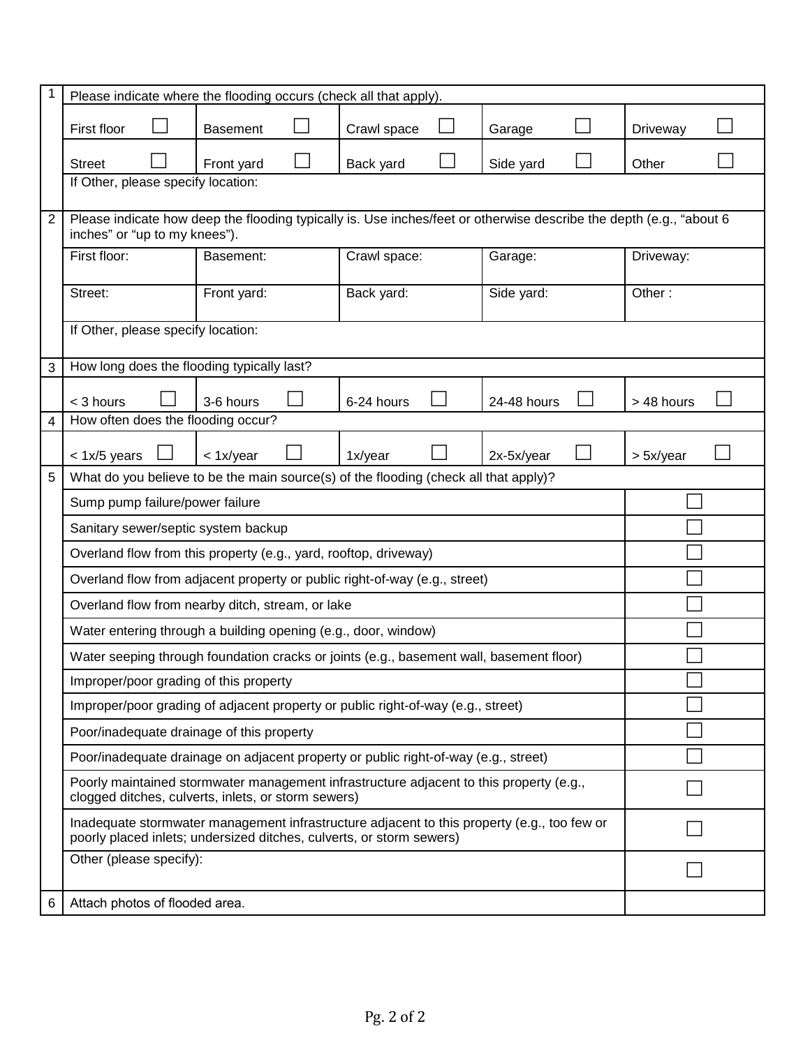| | | | | | |
|---|---|---|---|---|---|
| 1 | Please indicate where the flooding occurs (check all that apply). | | | | |
| | First floor ☐ | Basement ☐ | Crawl space ☐ | Garage ☐ | Driveway ☐ |
| | Street ☐ | Front yard ☐ | Back yard ☐ | Side yard ☐ | Other ☐ |
| | If Other, please specify location: | | | | |
| 2 | Please indicate how deep the flooding typically is. Use inches/feet or otherwise describe the depth (e.g., "about 6 inches" or "up to my knees"). | | | | |
| | First floor: | Basement: | Crawl space: | Garage: | Driveway: |
| | Street: | Front yard: | Back yard: | Side yard: | Other : |
| | If Other, please specify location: | | | | |
| 3 | How long does the flooding typically last? | | | | |
| | < 3 hours ☐ | 3-6 hours ☐ | 6-24 hours ☐ | 24-48 hours ☐ | > 48 hours ☐ |
| 4 | How often does the flooding occur? | | | | |
| | < 1x/5 years ☐ | < 1x/year ☐ | 1x/year ☐ | 2x-5x/year ☐ | > 5x/year ☐ |

| | | |
|---|---|---|
| 5 | What do you believe to be the main source(s) of the flooding (check all that apply)? | |
| | Sump pump failure/power failure | ☐ |
| | Sanitary sewer/septic system backup | ☐ |
| | Overland flow from this property (e.g., yard, rooftop, driveway) | ☐ |
| | Overland flow from adjacent property or public right-of-way (e.g., street) | ☐ |
| | Overland flow from nearby ditch, stream, or lake | ☐ |
| | Water entering through a building opening (e.g., door, window) | ☐ |
| | Water seeping through foundation cracks or joints (e.g., basement wall, basement floor) | ☐ |
| | Improper/poor grading of this property | ☐ |
| | Improper/poor grading of adjacent property or public right-of-way (e.g., street) | ☐ |
| | Poor/inadequate drainage of this property | ☐ |
| | Poor/inadequate drainage on adjacent property or public right-of-way (e.g., street) | ☐ |
| | Poorly maintained stormwater management infrastructure adjacent to this property (e.g., clogged ditches, culverts, inlets, or storm sewers) | ☐ |
| | Inadequate stormwater management infrastructure adjacent to this property (e.g., too few or poorly placed inlets; undersized ditches, culverts, or storm sewers) | ☐ |
| | Other (please specify): | ☐ |
| 6 | Attach photos of flooded area. | |